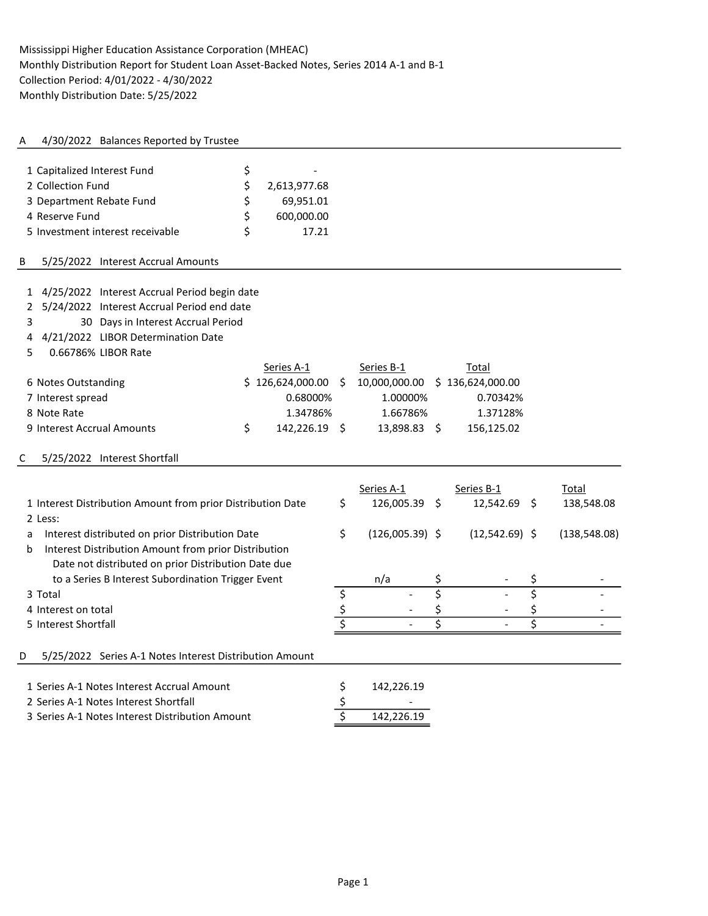Mississippi Higher Education Assistance Corporation (MHEAC)
Monthly Distribution Report for Student Loan Asset-Backed Notes, Series 2014 A-1 and B-1
Collection Period: 4/01/2022 - 4/30/2022
Monthly Distribution Date: 5/25/2022

## A 4/30/2022 Balances Reported by Trustee

| | | |
|---|---|---|
| 1 | Capitalized Interest Fund | $ - |
| 2 | Collection Fund | $ 2,613,977.68 |
| 3 | Department Rebate Fund | $ 69,951.01 |
| 4 | Reserve Fund | $ 600,000.00 |
| 5 | Investment interest receivable | $ 17.21 |

## B 5/25/2022 Interest Accrual Amounts

1. 4/25/2022 Interest Accrual Period begin date
2. 5/24/2022 Interest Accrual Period end date
3. 30 Days in Interest Accrual Period
4. 4/21/2022 LIBOR Determination Date
5. 0.66786% LIBOR Rate

| | | Series A-1 | Series B-1 | Total |
|---|---|---|---|---|
| 6 | Notes Outstanding | $ 126,624,000.00 | $ 10,000,000.00 | $ 136,624,000.00 |
| 7 | Interest spread | 0.68000% | 1.00000% | 0.70342% |
| 8 | Note Rate | 1.34786% | 1.66786% | 1.37128% |
| 9 | Interest Accrual Amounts | $ 142,226.19 | $ 13,898.83 | $ 156,125.02 |

## C 5/25/2022 Interest Shortfall

| | | Series A-1 | Series B-1 | Total |
|---|---|---|---|---|
| 1 | Interest Distribution Amount from prior Distribution Date | $ 126,005.39 | $ 12,542.69 | $ 138,548.08 |
| 2 | Less: | | | |
| a | Interest distributed on prior Distribution Date | $ (126,005.39) | $ (12,542.69) | $ (138,548.08) |
| b | Interest Distribution Amount from prior Distribution Date not distributed on prior Distribution Date due to a Series B Interest Subordination Trigger Event | n/a | $ - | $ - |
| 3 | Total | $ - | $ - | $ - |
| 4 | Interest on total | $ - | $ - | $ - |
| 5 | Interest Shortfall | $ - | $ - | $ - |

## D 5/25/2022 Series A-1 Notes Interest Distribution Amount

| | | |
|---|---|---|
| 1 | Series A-1 Notes Interest Accrual Amount | $ 142,226.19 |
| 2 | Series A-1 Notes Interest Shortfall | $ - |
| 3 | Series A-1 Notes Interest Distribution Amount | $ 142,226.19 |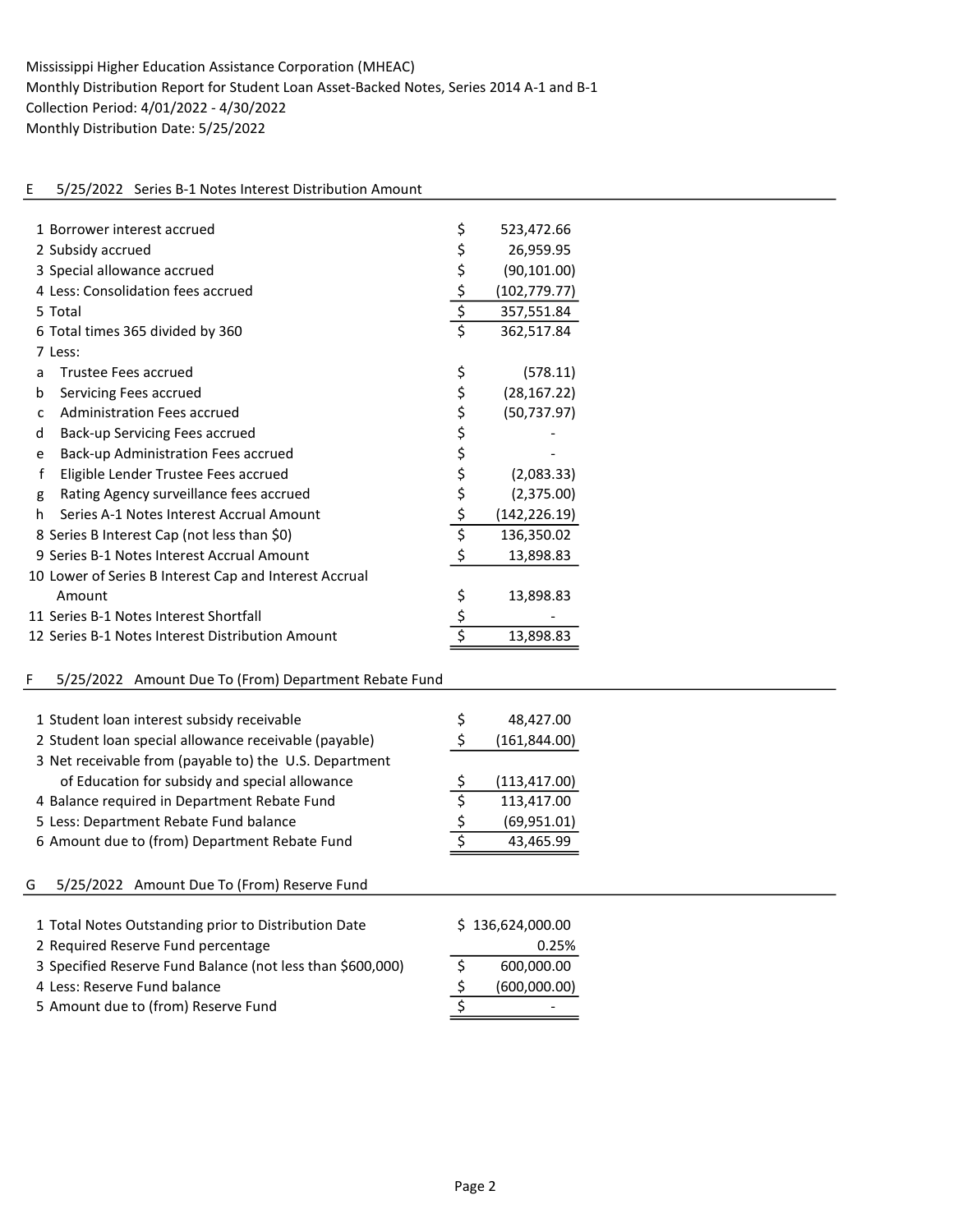Mississippi Higher Education Assistance Corporation (MHEAC)
Monthly Distribution Report for Student Loan Asset-Backed Notes, Series 2014 A-1 and B-1
Collection Period: 4/01/2022 - 4/30/2022
Monthly Distribution Date: 5/25/2022

## E 5/25/2022 Series B-1 Notes Interest Distribution Amount

| | | |
|---|---|---|
| 1 | Borrower interest accrued | $ 523,472.66 |
| 2 | Subsidy accrued | $ 26,959.95 |
| 3 | Special allowance accrued | $ (90,101.00) |
| 4 | Less: Consolidation fees accrued | $ (102,779.77) |
| 5 | Total | $ 357,551.84 |
| 6 | Total times 365 divided by 360 | $ 362,517.84 |
| 7 | Less: | |
| a | Trustee Fees accrued | $ (578.11) |
| b | Servicing Fees accrued | $ (28,167.22) |
| c | Administration Fees accrued | $ (50,737.97) |
| d | Back-up Servicing Fees accrued | $ - |
| e | Back-up Administration Fees accrued | $ - |
| f | Eligible Lender Trustee Fees accrued | $ (2,083.33) |
| g | Rating Agency surveillance fees accrued | $ (2,375.00) |
| h | Series A-1 Notes Interest Accrual Amount | $ (142,226.19) |
| 8 | Series B Interest Cap (not less than $0) | $ 136,350.02 |
| 9 | Series B-1 Notes Interest Accrual Amount | $ 13,898.83 |
| 10 | Lower of Series B Interest Cap and Interest Accrual Amount | $ 13,898.83 |
| 11 | Series B-1 Notes Interest Shortfall | $ - |
| 12 | Series B-1 Notes Interest Distribution Amount | $ 13,898.83 |

## F 5/25/2022 Amount Due To (From) Department Rebate Fund

| | | |
|---|---|---|
| 1 | Student loan interest subsidy receivable | $ 48,427.00 |
| 2 | Student loan special allowance receivable (payable) | $ (161,844.00) |
| 3 | Net receivable from (payable to) the U.S. Department of Education for subsidy and special allowance | $ (113,417.00) |
| 4 | Balance required in Department Rebate Fund | $ 113,417.00 |
| 5 | Less: Department Rebate Fund balance | $ (69,951.01) |
| 6 | Amount due to (from) Department Rebate Fund | $ 43,465.99 |

## G 5/25/2022 Amount Due To (From) Reserve Fund

| | | |
|---|---|---|
| 1 | Total Notes Outstanding prior to Distribution Date | $ 136,624,000.00 |
| 2 | Required Reserve Fund percentage | 0.25% |
| 3 | Specified Reserve Fund Balance (not less than $600,000) | $ 600,000.00 |
| 4 | Less: Reserve Fund balance | $ (600,000.00) |
| 5 | Amount due to (from) Reserve Fund | $ - |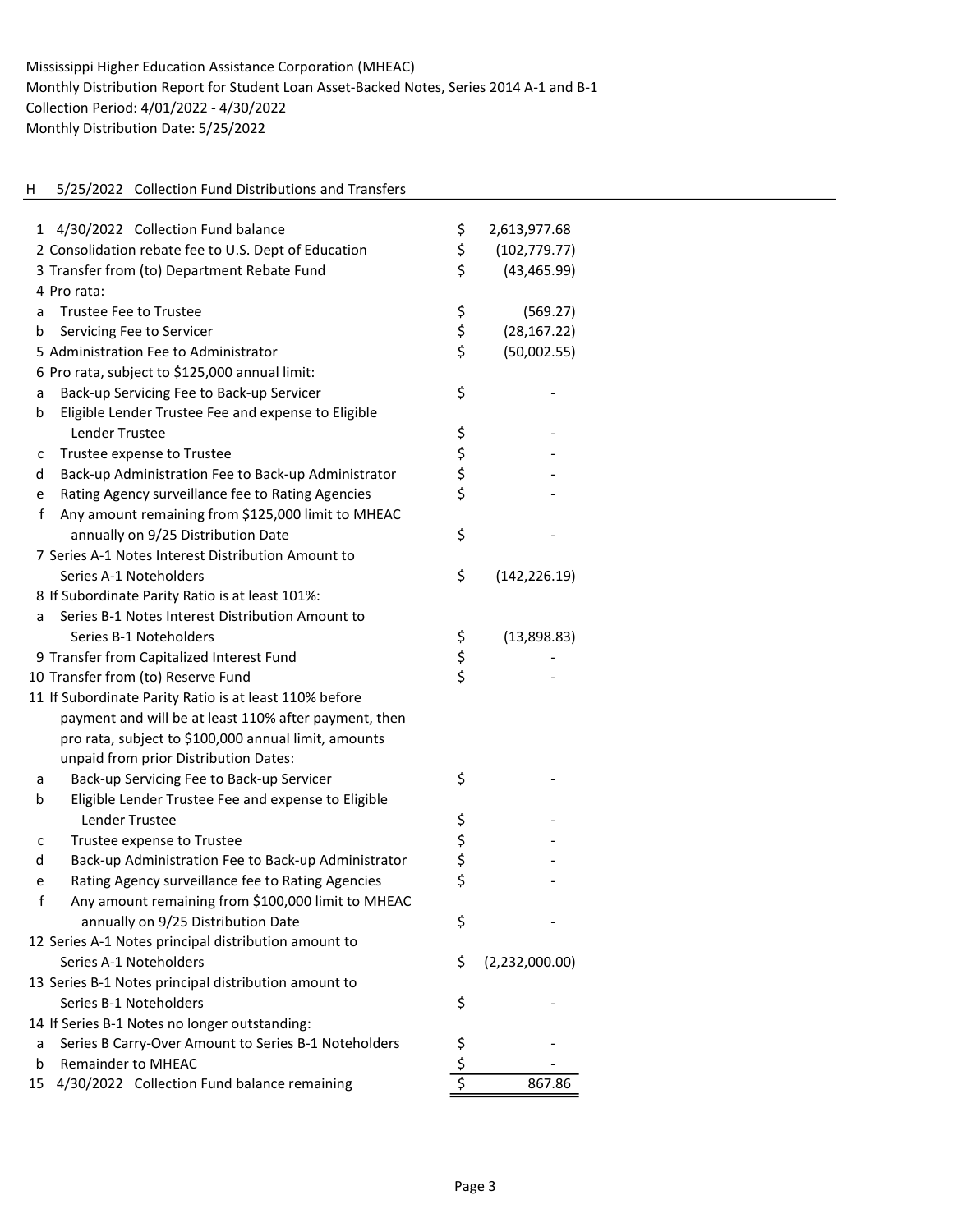Mississippi Higher Education Assistance Corporation (MHEAC)
Monthly Distribution Report for Student Loan Asset-Backed Notes, Series 2014 A-1 and B-1
Collection Period: 4/01/2022 - 4/30/2022
Monthly Distribution Date: 5/25/2022

## H 5/25/2022 Collection Fund Distributions and Transfers

| | | | |
|---|---|---|---|
| 1 | 4/30/2022 Collection Fund balance | $ | 2,613,977.68 |
| 2 | Consolidation rebate fee to U.S. Dept of Education | $ | (102,779.77) |
| 3 | Transfer from (to) Department Rebate Fund | $ | (43,465.99) |
| 4 | Pro rata: | | |
| a | Trustee Fee to Trustee | $ | (569.27) |
| b | Servicing Fee to Servicer | $ | (28,167.22) |
| 5 | Administration Fee to Administrator | $ | (50,002.55) |
| 6 | Pro rata, subject to $125,000 annual limit: | | |
| a | Back-up Servicing Fee to Back-up Servicer | $ | - |
| b | Eligible Lender Trustee Fee and expense to Eligible Lender Trustee | $ | - |
| c | Trustee expense to Trustee | $ | - |
| d | Back-up Administration Fee to Back-up Administrator | $ | - |
| e | Rating Agency surveillance fee to Rating Agencies | $ | - |
| f | Any amount remaining from $125,000 limit to MHEAC annually on 9/25 Distribution Date | $ | - |
| 7 | Series A-1 Notes Interest Distribution Amount to Series A-1 Noteholders | $ | (142,226.19) |
| 8 | If Subordinate Parity Ratio is at least 101%: | | |
| a | Series B-1 Notes Interest Distribution Amount to Series B-1 Noteholders | $ | (13,898.83) |
| 9 | Transfer from Capitalized Interest Fund | $ | - |
| 10 | Transfer from (to) Reserve Fund | $ | - |
| 11 | If Subordinate Parity Ratio is at least 110% before payment and will be at least 110% after payment, then pro rata, subject to $100,000 annual limit, amounts unpaid from prior Distribution Dates: | | |
| a | Back-up Servicing Fee to Back-up Servicer | $ | - |
| b | Eligible Lender Trustee Fee and expense to Eligible Lender Trustee | $ | - |
| c | Trustee expense to Trustee | $ | - |
| d | Back-up Administration Fee to Back-up Administrator | $ | - |
| e | Rating Agency surveillance fee to Rating Agencies | $ | - |
| f | Any amount remaining from $100,000 limit to MHEAC annually on 9/25 Distribution Date | $ | - |
| 12 | Series A-1 Notes principal distribution amount to Series A-1 Noteholders | $ | (2,232,000.00) |
| 13 | Series B-1 Notes principal distribution amount to Series B-1 Noteholders | $ | - |
| 14 | If Series B-1 Notes no longer outstanding: | | |
| a | Series B Carry-Over Amount to Series B-1 Noteholders | $ | - |
| b | Remainder to MHEAC | $ | - |
| 15 | 4/30/2022 Collection Fund balance remaining | $ | 867.86 |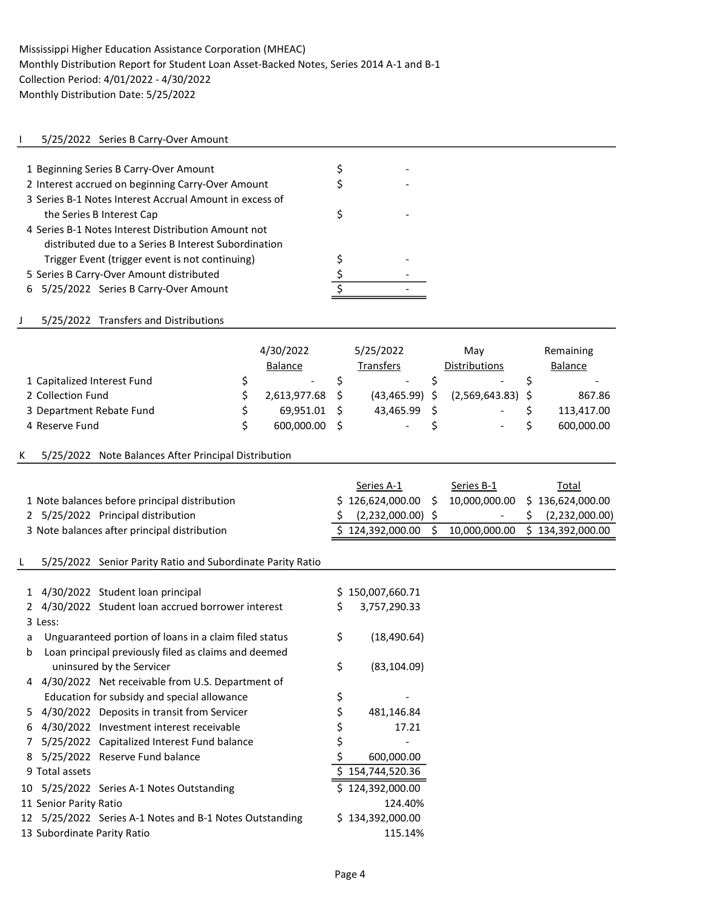Mississippi Higher Education Assistance Corporation (MHEAC)
Monthly Distribution Report for Student Loan Asset-Backed Notes, Series 2014 A-1 and B-1
Collection Period: 4/01/2022 - 4/30/2022
Monthly Distribution Date: 5/25/2022

## I 5/25/2022 Series B Carry-Over Amount

| | | |
|---|---|---|
| 1 | Beginning Series B Carry-Over Amount | $ - |
| 2 | Interest accrued on beginning Carry-Over Amount | $ - |
| 3 | Series B-1 Notes Interest Accrual Amount in excess of the Series B Interest Cap | $ - |
| 4 | Series B-1 Notes Interest Distribution Amount not distributed due to a Series B Interest Subordination Trigger Event (trigger event is not continuing) | $ - |
| 5 | Series B Carry-Over Amount distributed | $ - |
| 6 | 5/25/2022 Series B Carry-Over Amount | $ - |

## J 5/25/2022 Transfers and Distributions

| | | 4/30/2022 Balance | 5/25/2022 Transfers | May Distributions | Remaining Balance |
|---|---|---|---|---|---|
| 1 | Capitalized Interest Fund | $ - | $ - | $ - | $ - |
| 2 | Collection Fund | $ 2,613,977.68 | $ (43,465.99) | $ (2,569,643.83) | $ 867.86 |
| 3 | Department Rebate Fund | $ 69,951.01 | $ 43,465.99 | $ - | $ 113,417.00 |
| 4 | Reserve Fund | $ 600,000.00 | $ - | $ - | $ 600,000.00 |

## K 5/25/2022 Note Balances After Principal Distribution

| | | Series A-1 | Series B-1 | Total |
|---|---|---|---|---|
| 1 | Note balances before principal distribution | $ 126,624,000.00 | $ 10,000,000.00 | $ 136,624,000.00 |
| 2 | 5/25/2022 Principal distribution | $ (2,232,000.00) | $ - | $ (2,232,000.00) |
| 3 | Note balances after principal distribution | $ 124,392,000.00 | $ 10,000,000.00 | $ 134,392,000.00 |

## L 5/25/2022 Senior Parity Ratio and Subordinate Parity Ratio

| | | |
|---|---|---|
| 1 | 4/30/2022 Student loan principal | $ 150,007,660.71 |
| 2 | 4/30/2022 Student loan accrued borrower interest | $ 3,757,290.33 |
| 3 | Less: | |
| a | Unguaranteed portion of loans in a claim filed status | $ (18,490.64) |
| b | Loan principal previously filed as claims and deemed uninsured by the Servicer | $ (83,104.09) |
| 4 | 4/30/2022 Net receivable from U.S. Department of Education for subsidy and special allowance | $ - |
| 5 | 4/30/2022 Deposits in transit from Servicer | $ 481,146.84 |
| 6 | 4/30/2022 Investment interest receivable | $ 17.21 |
| 7 | 5/25/2022 Capitalized Interest Fund balance | $ - |
| 8 | 5/25/2022 Reserve Fund balance | $ 600,000.00 |
| 9 | Total assets | $ 154,744,520.36 |
| 10 | 5/25/2022 Series A-1 Notes Outstanding | $ 124,392,000.00 |
| 11 | Senior Parity Ratio | 124.40% |
| 12 | 5/25/2022 Series A-1 Notes and B-1 Notes Outstanding | $ 134,392,000.00 |
| 13 | Subordinate Parity Ratio | 115.14% |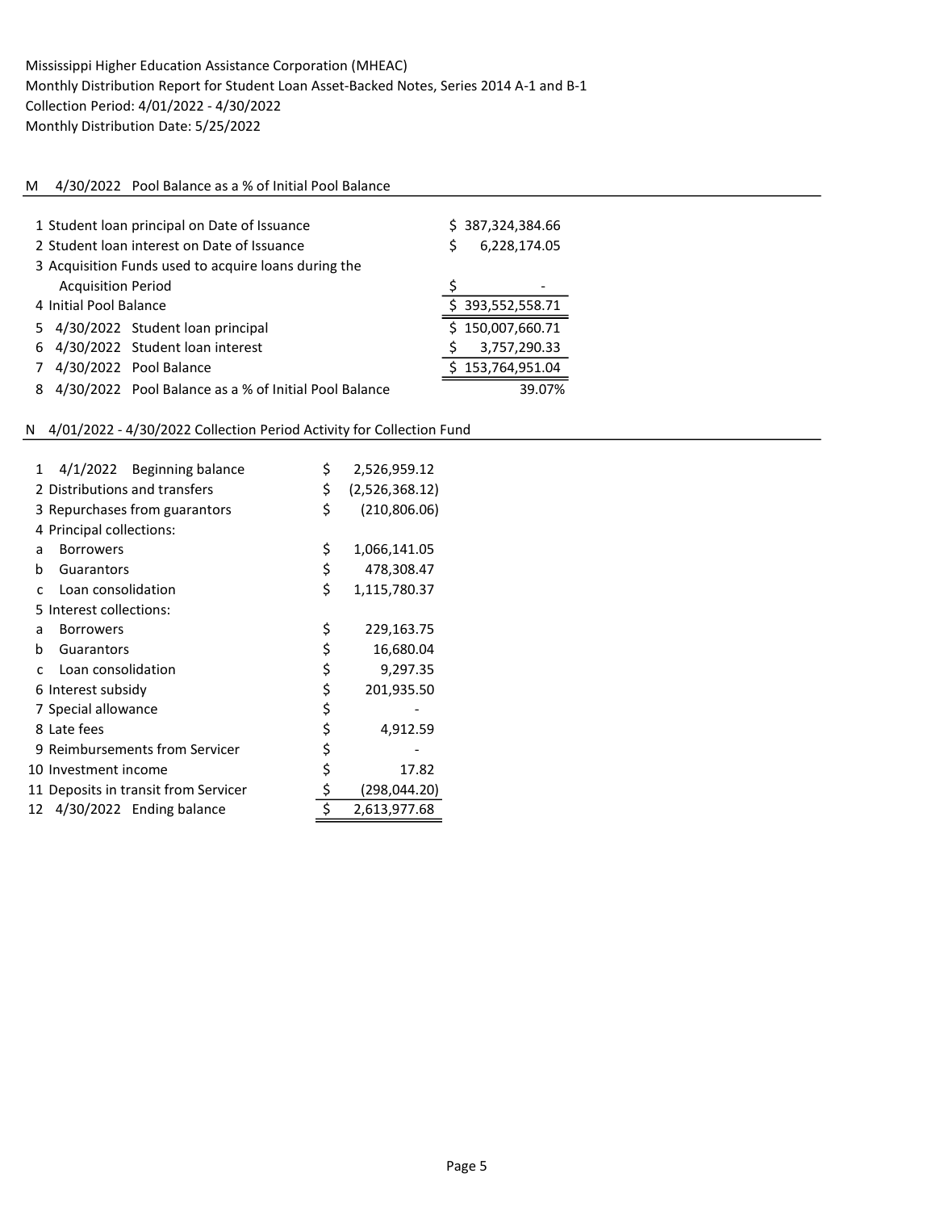Mississippi Higher Education Assistance Corporation (MHEAC)
Monthly Distribution Report for Student Loan Asset-Backed Notes, Series 2014 A-1 and B-1
Collection Period: 4/01/2022 - 4/30/2022
Monthly Distribution Date: 5/25/2022

## M 4/30/2022 Pool Balance as a % of Initial Pool Balance

| | | |
|---|---|---|
| 1 | Student loan principal on Date of Issuance | $ 387,324,384.66 |
| 2 | Student loan interest on Date of Issuance | $ 6,228,174.05 |
| 3 | Acquisition Funds used to acquire loans during the Acquisition Period | $ - |
| 4 | Initial Pool Balance | $ 393,552,558.71 |
| 5 | 4/30/2022 Student loan principal | $ 150,007,660.71 |
| 6 | 4/30/2022 Student loan interest | $ 3,757,290.33 |
| 7 | 4/30/2022 Pool Balance | $ 153,764,951.04 |
| 8 | 4/30/2022 Pool Balance as a % of Initial Pool Balance | 39.07% |

## N 4/01/2022 - 4/30/2022 Collection Period Activity for Collection Fund

| | | |
|---|---|---|
| 1 | 4/1/2022 Beginning balance | $ 2,526,959.12 |
| 2 | Distributions and transfers | $ (2,526,368.12) |
| 3 | Repurchases from guarantors | $ (210,806.06) |
| 4 | Principal collections: | |
| a | Borrowers | $ 1,066,141.05 |
| b | Guarantors | $ 478,308.47 |
| c | Loan consolidation | $ 1,115,780.37 |
| 5 | Interest collections: | |
| a | Borrowers | $ 229,163.75 |
| b | Guarantors | $ 16,680.04 |
| c | Loan consolidation | $ 9,297.35 |
| 6 | Interest subsidy | $ 201,935.50 |
| 7 | Special allowance | $ - |
| 8 | Late fees | $ 4,912.59 |
| 9 | Reimbursements from Servicer | $ - |
| 10 | Investment income | $ 17.82 |
| 11 | Deposits in transit from Servicer | $ (298,044.20) |
| 12 | 4/30/2022 Ending balance | $ 2,613,977.68 |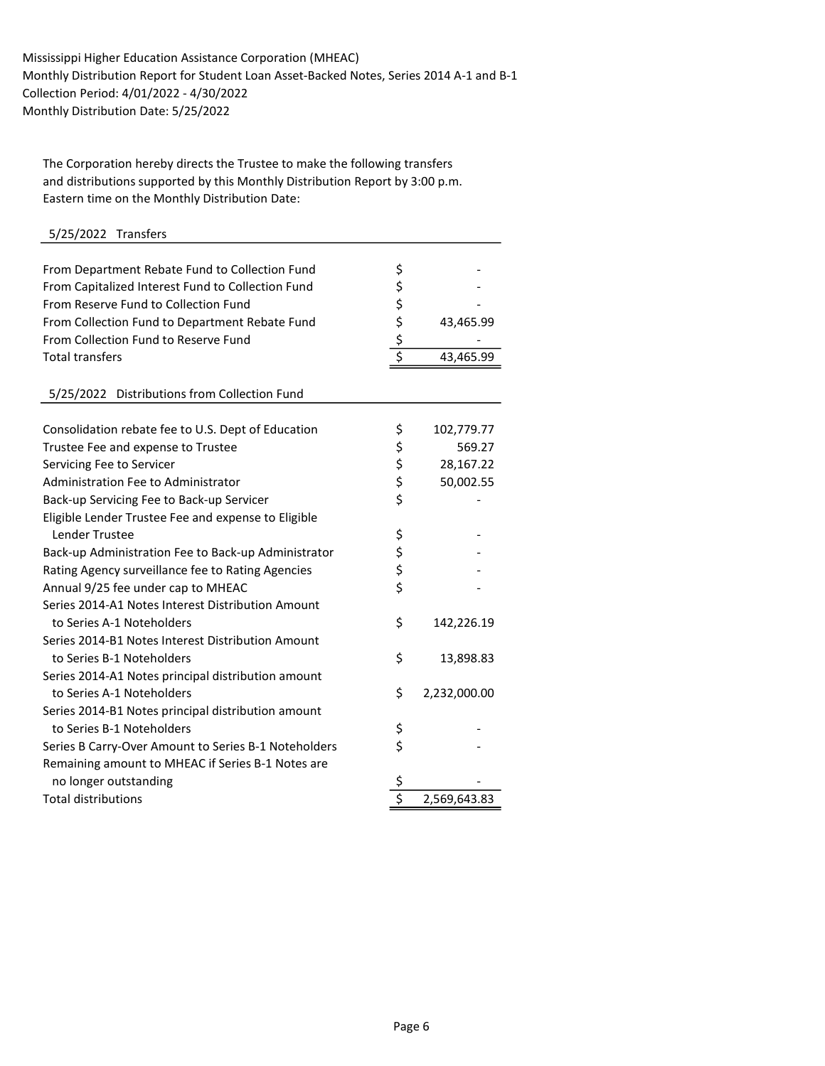Mississippi Higher Education Assistance Corporation (MHEAC)
Monthly Distribution Report for Student Loan Asset-Backed Notes, Series 2014 A-1 and B-1
Collection Period: 4/01/2022 - 4/30/2022
Monthly Distribution Date: 5/25/2022

The Corporation hereby directs the Trustee to make the following transfers and distributions supported by this Monthly Distribution Report by 3:00 p.m. Eastern time on the Monthly Distribution Date:

| 5/25/2022 Transfers | | |
|---|---|---|
| From Department Rebate Fund to Collection Fund | $ | - |
| From Capitalized Interest Fund to Collection Fund | $ | - |
| From Reserve Fund to Collection Fund | $ | - |
| From Collection Fund to Department Rebate Fund | $ | 43,465.99 |
| From Collection Fund to Reserve Fund | $ | - |
| Total transfers | $ | 43,465.99 |

| 5/25/2022 Distributions from Collection Fund | | |
|---|---|---|
| Consolidation rebate fee to U.S. Dept of Education | $ | 102,779.77 |
| Trustee Fee and expense to Trustee | $ | 569.27 |
| Servicing Fee to Servicer | $ | 28,167.22 |
| Administration Fee to Administrator | $ | 50,002.55 |
| Back-up Servicing Fee to Back-up Servicer | $ | - |
| Eligible Lender Trustee Fee and expense to Eligible Lender Trustee | $ | - |
| Back-up Administration Fee to Back-up Administrator | $ | - |
| Rating Agency surveillance fee to Rating Agencies | $ | - |
| Annual 9/25 fee under cap to MHEAC | $ | - |
| Series 2014-A1 Notes Interest Distribution Amount to Series A-1 Noteholders | $ | 142,226.19 |
| Series 2014-B1 Notes Interest Distribution Amount to Series B-1 Noteholders | $ | 13,898.83 |
| Series 2014-A1 Notes principal distribution amount to Series A-1 Noteholders | $ | 2,232,000.00 |
| Series 2014-B1 Notes principal distribution amount to Series B-1 Noteholders | $ | - |
| Series B Carry-Over Amount to Series B-1 Noteholders | $ | - |
| Remaining amount to MHEAC if Series B-1 Notes are no longer outstanding | $ | - |
| Total distributions | $ | 2,569,643.83 |